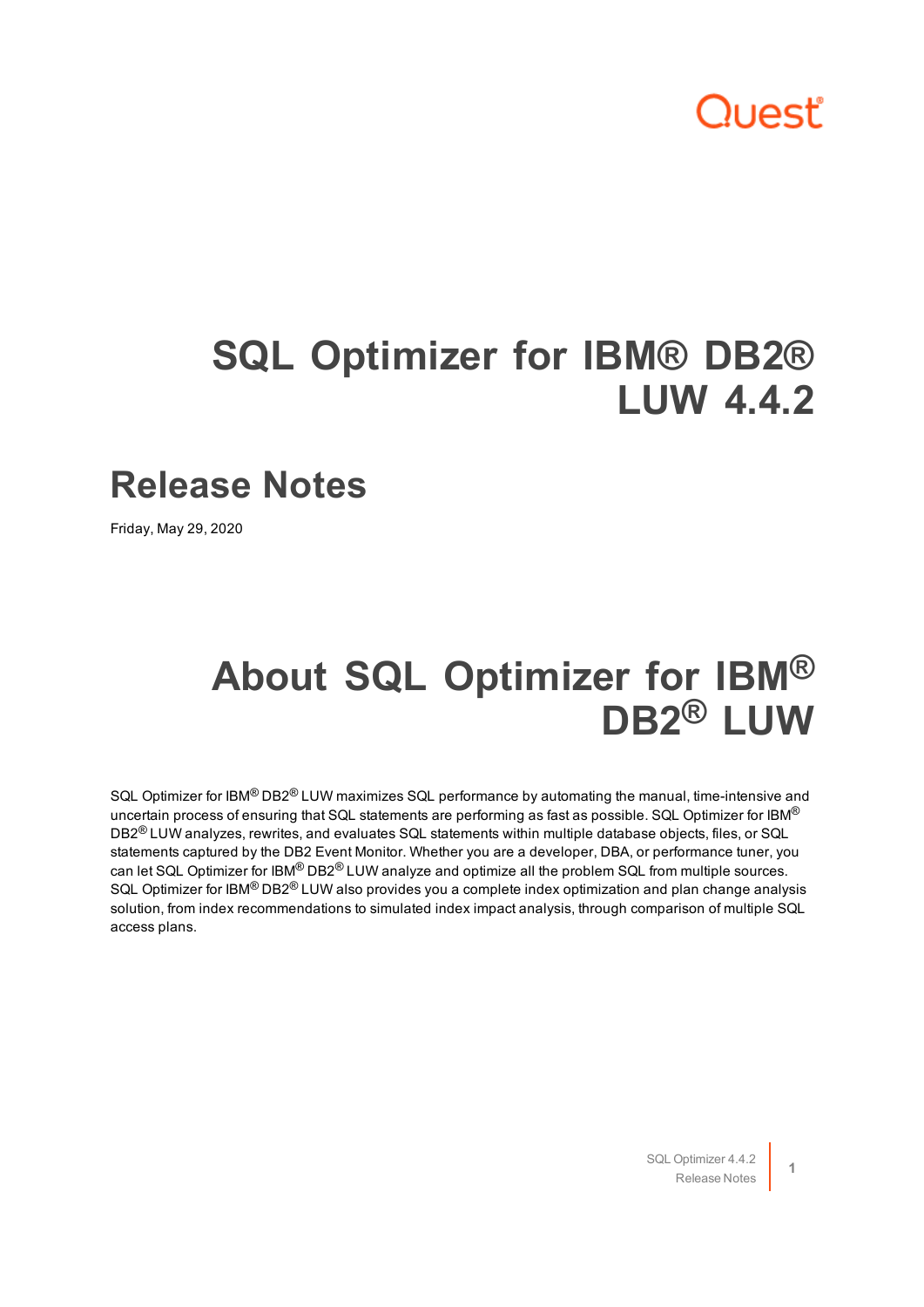# SQL Optimizer for IBM® DB2® LUW 4.4.2

## Release Notes

Friday, May 29, 2020

# About SQL Optimizer for IBM® DB2® LUW

SQL Optimizer for IBM® DB2® LUW maximizes SQL performance by automating the manual, time-intensive and uncertain process of ensuring that SQL statements are performing as fast as possible. SQL Optimizer for IBM® DB2® LUW analyzes, rewrites, and evaluates SQL statements within multiple database objects, files, or SQL statements captured by the DB2 Event Monitor. Whether you are a developer, DBA, or performance tuner, you can let SQL Optimizer for IBM® DB2® LUW analyze and optimize all the problem SQL from multiple sources. SQL Optimizer for IBM® DB2® LUW also provides you a complete index optimization and plan change analysis solution, from index recommendations to simulated index impact analysis, through comparison of multiple SQL access plans.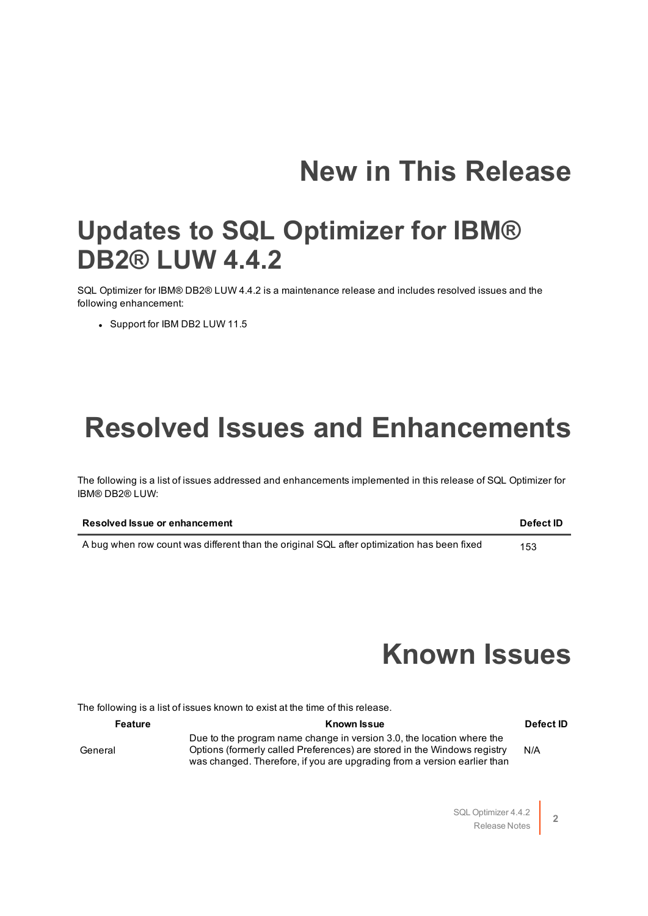# New in This Release

## Updates to SQL Optimizer for IBM® DB2® LUW 4.4.2

SQL Optimizer for IBM® DB2® LUW 4.4.2 is a maintenance release and includes resolved issues and the following enhancement:

- Support for IBM DB2 LUW 11.5

# Resolved Issues and Enhancements

The following is a list of issues addressed and enhancements implemented in this release of SQL Optimizer for IBM® DB2® LUW:

| Resolved Issue or enhancement | Defect ID |
| --- | --- |
| A bug when row count was different than the original SQL after optimization has been fixed | 153 |

# Known Issues

The following is a list of issues known to exist at the time of this release.

| Feature | Known Issue | Defect ID |
| --- | --- | --- |
| General | Due to the program name change in version 3.0, the location where the Options (formerly called Preferences) are stored in the Windows registry was changed. Therefore, if you are upgrading from a version earlier than | N/A |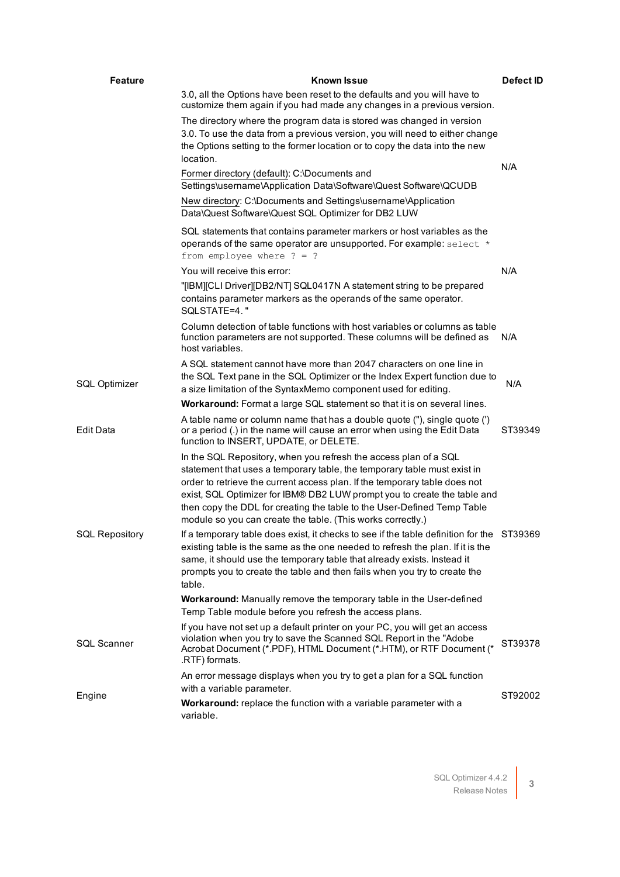| Feature | Known Issue | Defect ID |
|---|---|---|
| | 3.0, all the Options have been reset to the defaults and you will have to customize them again if you had made any changes in a previous version.<br><br>The directory where the program data is stored was changed in version 3.0. To use the data from a previous version, you will need to either change the Options setting to the former location or to copy the data into the new location.<br><br><u>Former directory (default)</u>: C:\Documents and Settings\username\Application Data\Software\Quest Software\QCUDB<br><br><u>New directory</u>: C:\Documents and Settings\username\Application Data\Quest Software\Quest SQL Optimizer for DB2 LUW | N/A |
| | SQL statements that contains parameter markers or host variables as the operands of the same operator are unsupported. For example: `select * from employee where ? = ?`<br><br>You will receive this error:<br><br>"[IBM][CLI Driver][DB2/NT] SQL0417N A statement string to be prepared contains parameter markers as the operands of the same operator. SQLSTATE=4. " | N/A |
| | Column detection of table functions with host variables or columns as table function parameters are not supported. These columns will be defined as host variables. | N/A |
| SQL Optimizer | A SQL statement cannot have more than 2047 characters on one line in the SQL Text pane in the SQL Optimizer or the Index Expert function due to a size limitation of the SyntaxMemo component used for editing.<br><br>**Workaround:** Format a large SQL statement so that it is on several lines. | N/A |
| Edit Data | A table name or column name that has a double quote ("), single quote (') or a period (.) in the name will cause an error when using the Edit Data function to INSERT, UPDATE, or DELETE. | ST39349 |
| SQL Repository | In the SQL Repository, when you refresh the access plan of a SQL statement that uses a temporary table, the temporary table must exist in order to retrieve the current access plan. If the temporary table does not exist, SQL Optimizer for IBM® DB2 LUW prompt you to create the table and then copy the DDL for creating the table to the User-Defined Temp Table module so you can create the table. (This works correctly.)<br><br>If a temporary table does exist, it checks to see if the table definition for the existing table is the same as the one needed to refresh the plan. If it is the same, it should use the temporary table that already exists. Instead it prompts you to create the table and then fails when you try to create the table.<br><br>**Workaround:** Manually remove the temporary table in the User-defined Temp Table module before you refresh the access plans. | ST39369 |
| SQL Scanner | If you have not set up a default printer on your PC, you will get an access violation when you try to save the Scanned SQL Report in the "Adobe Acrobat Document (*.PDF), HTML Document (*.HTM), or RTF Document (* .RTF) formats. | ST39378 |
| Engine | An error message displays when you try to get a plan for a SQL function with a variable parameter.<br><br>**Workaround:** replace the function with a variable parameter with a variable. | ST92002 |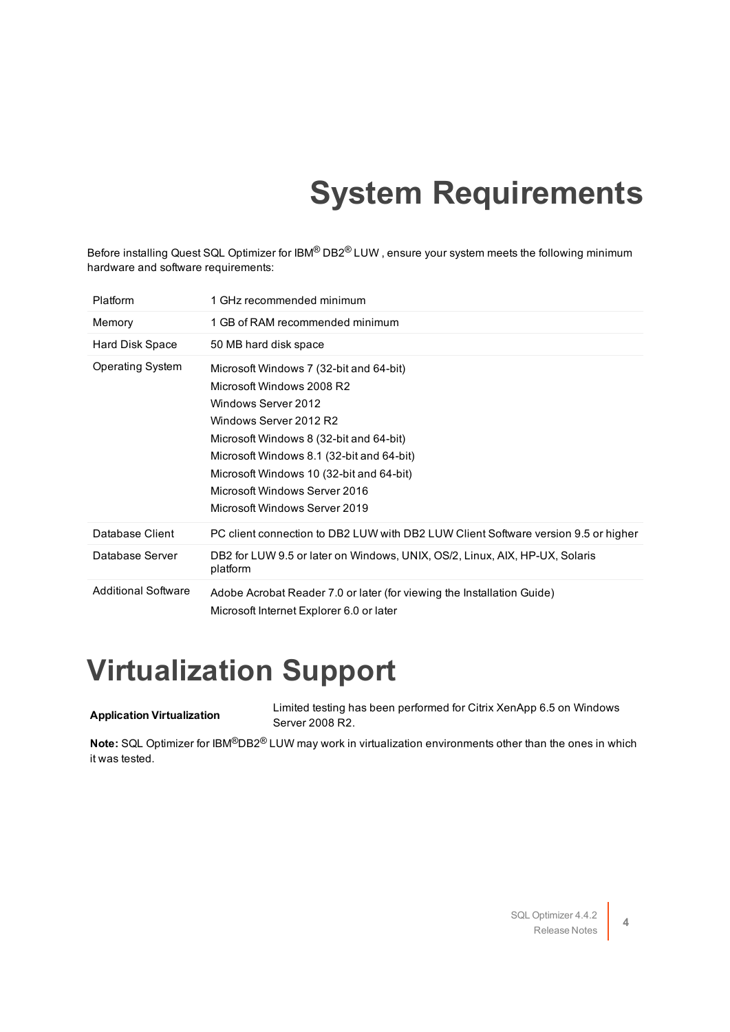# System Requirements

Before installing Quest SQL Optimizer for IBM® DB2® LUW , ensure your system meets the following minimum hardware and software requirements:

| | |
|---|---|
| Platform | 1 GHz recommended minimum |
| Memory | 1 GB of RAM recommended minimum |
| Hard Disk Space | 50 MB hard disk space |
| Operating System | Microsoft Windows 7 (32-bit and 64-bit)<br>Microsoft Windows 2008 R2<br>Windows Server 2012<br>Windows Server 2012 R2<br>Microsoft Windows 8 (32-bit and 64-bit)<br>Microsoft Windows 8.1 (32-bit and 64-bit)<br>Microsoft Windows 10 (32-bit and 64-bit)<br>Microsoft Windows Server 2016<br>Microsoft Windows Server 2019 |
| Database Client | PC client connection to DB2 LUW with DB2 LUW Client Software version 9.5 or higher |
| Database Server | DB2 for LUW 9.5 or later on Windows, UNIX, OS/2, Linux, AIX, HP-UX, Solaris platform |
| Additional Software | Adobe Acrobat Reader 7.0 or later (for viewing the Installation Guide)<br>Microsoft Internet Explorer 6.0 or later |

# Virtualization Support

| | |
|---|---|
| **Application Virtualization** | Limited testing has been performed for Citrix XenApp 6.5 on Windows Server 2008 R2. |

**Note:** SQL Optimizer for IBM®DB2® LUW may work in virtualization environments other than the ones in which it was tested.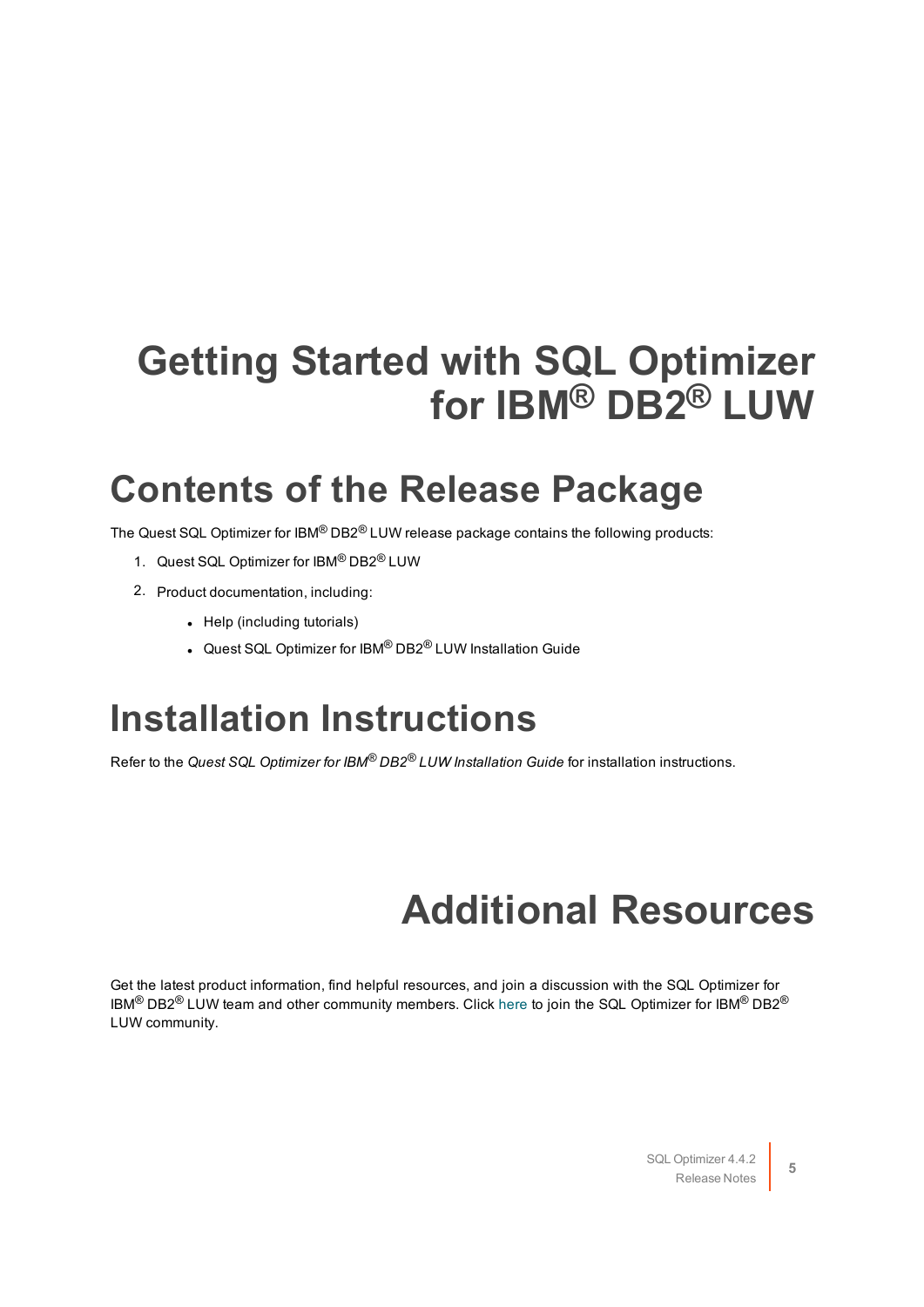# Getting Started with SQL Optimizer for IBM® DB2® LUW

## Contents of the Release Package

The Quest SQL Optimizer for IBM® DB2® LUW release package contains the following products:

1. Quest SQL Optimizer for IBM® DB2® LUW
2. Product documentation, including:
    - Help (including tutorials)
    - Quest SQL Optimizer for IBM® DB2® LUW Installation Guide

## Installation Instructions

Refer to the *Quest SQL Optimizer for IBM® DB2® LUW Installation Guide* for installation instructions.

# Additional Resources

Get the latest product information, find helpful resources, and join a discussion with the SQL Optimizer for IBM® DB2® LUW team and other community members. Click here to join the SQL Optimizer for IBM® DB2® LUW community.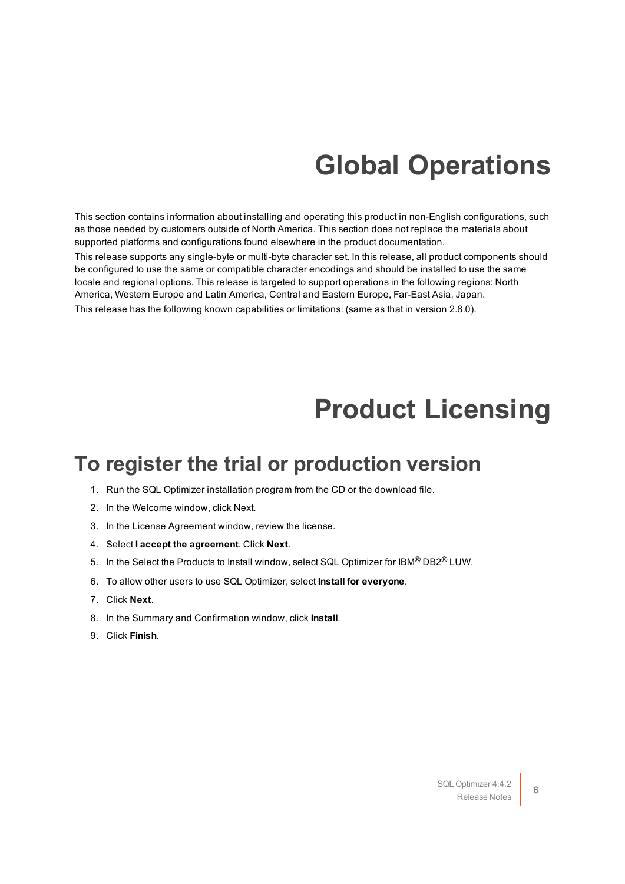# Global Operations

This section contains information about installing and operating this product in non-English configurations, such as those needed by customers outside of North America. This section does not replace the materials about supported platforms and configurations found elsewhere in the product documentation.

This release supports any single-byte or multi-byte character set. In this release, all product components should be configured to use the same or compatible character encodings and should be installed to use the same locale and regional options. This release is targeted to support operations in the following regions: North America, Western Europe and Latin America, Central and Eastern Europe, Far-East Asia, Japan.

This release has the following known capabilities or limitations: (same as that in version 2.8.0).

# Product Licensing

## To register the trial or production version

1. Run the SQL Optimizer installation program from the CD or the download file.
2. In the Welcome window, click Next.
3. In the License Agreement window, review the license.
4. Select **I accept the agreement**. Click **Next**.
5. In the Select the Products to Install window, select SQL Optimizer for IBM® DB2® LUW.
6. To allow other users to use SQL Optimizer, select **Install for everyone**.
7. Click **Next**.
8. In the Summary and Confirmation window, click **Install**.
9. Click **Finish**.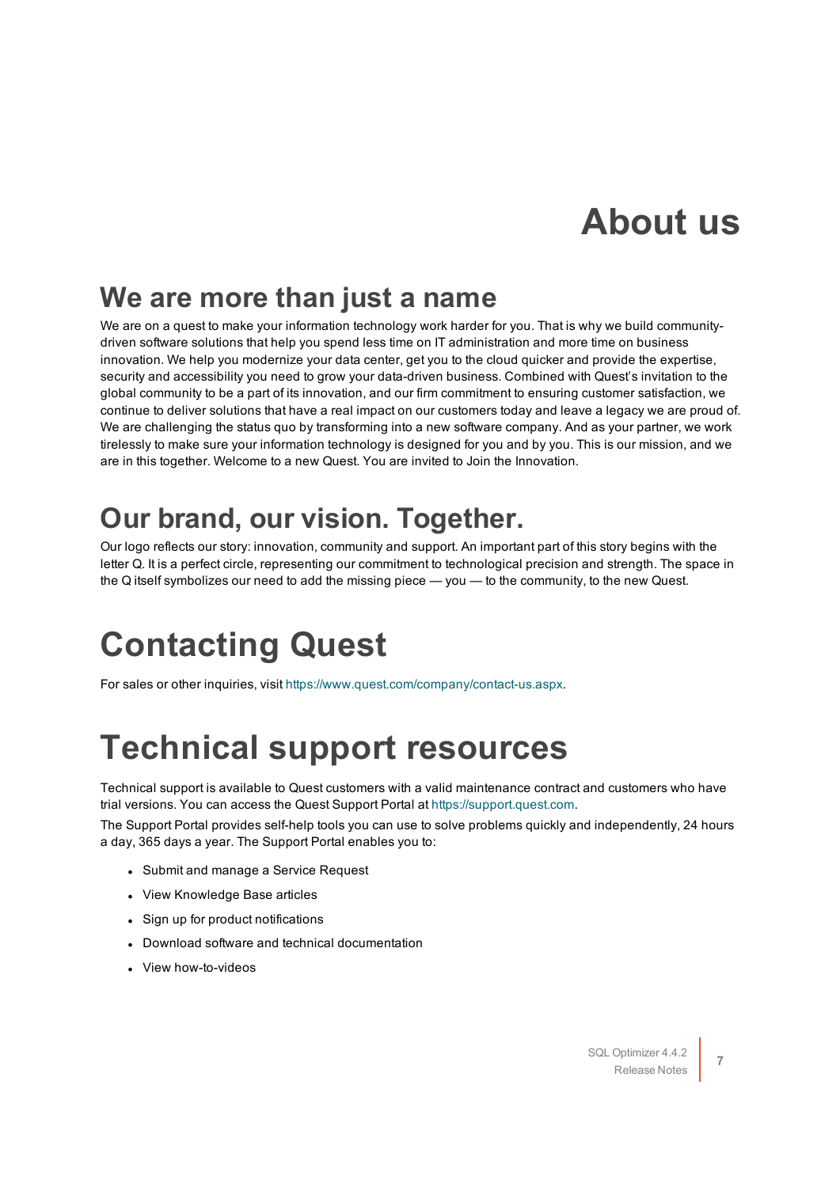# About us

## We are more than just a name

We are on a quest to make your information technology work harder for you. That is why we build community-driven software solutions that help you spend less time on IT administration and more time on business innovation. We help you modernize your data center, get you to the cloud quicker and provide the expertise, security and accessibility you need to grow your data-driven business. Combined with Quest's invitation to the global community to be a part of its innovation, and our firm commitment to ensuring customer satisfaction, we continue to deliver solutions that have a real impact on our customers today and leave a legacy we are proud of. We are challenging the status quo by transforming into a new software company. And as your partner, we work tirelessly to make sure your information technology is designed for you and by you. This is our mission, and we are in this together. Welcome to a new Quest. You are invited to Join the Innovation.

## Our brand, our vision. Together.

Our logo reflects our story: innovation, community and support. An important part of this story begins with the letter Q. It is a perfect circle, representing our commitment to technological precision and strength. The space in the Q itself symbolizes our need to add the missing piece — you — to the community, to the new Quest.

# Contacting Quest

For sales or other inquiries, visit https://www.quest.com/company/contact-us.aspx.

# Technical support resources

Technical support is available to Quest customers with a valid maintenance contract and customers who have trial versions. You can access the Quest Support Portal at https://support.quest.com.

The Support Portal provides self-help tools you can use to solve problems quickly and independently, 24 hours a day, 365 days a year. The Support Portal enables you to:

- Submit and manage a Service Request
- View Knowledge Base articles
- Sign up for product notifications
- Download software and technical documentation
- View how-to-videos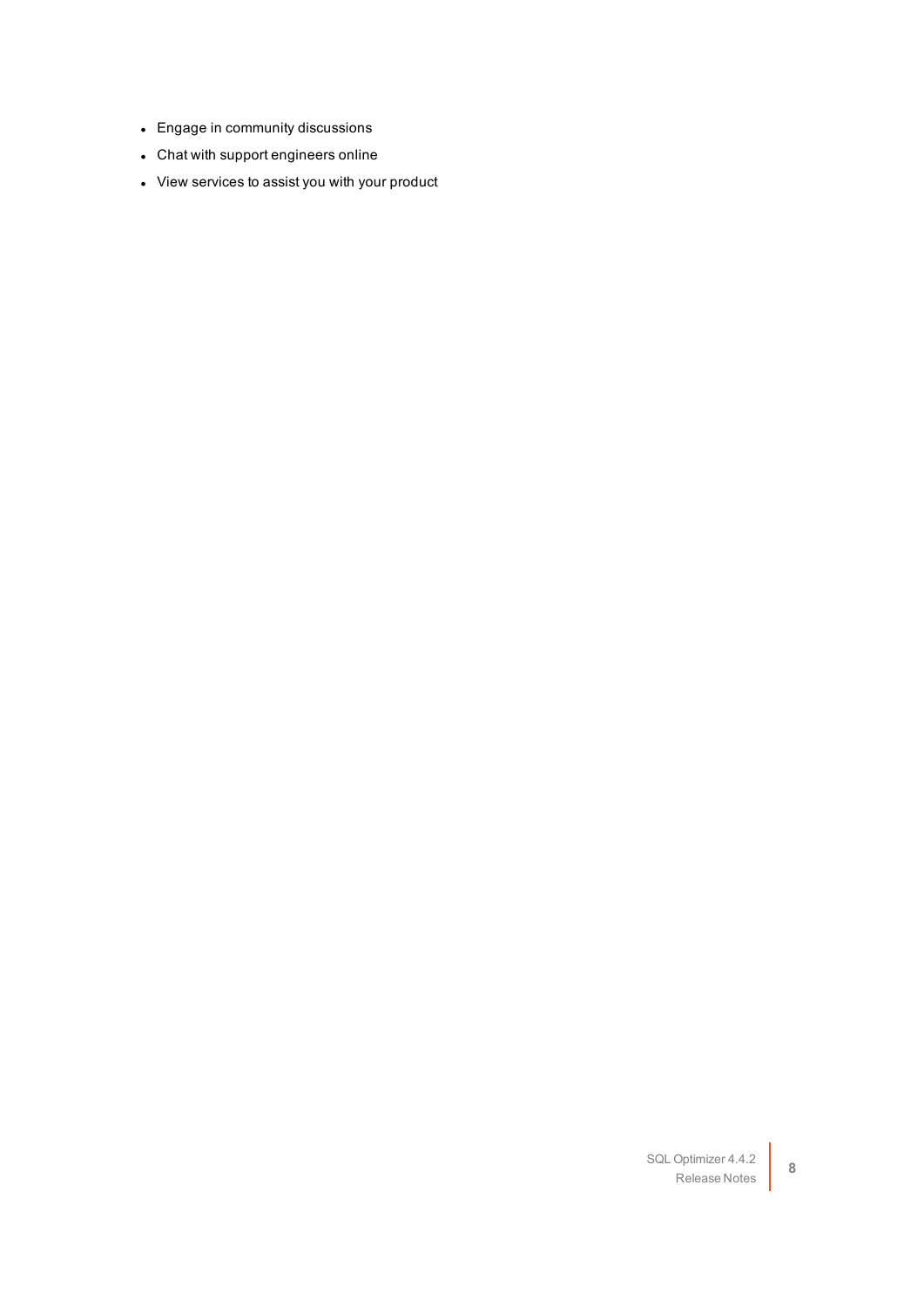- Engage in community discussions
- Chat with support engineers online
- View services to assist you with your product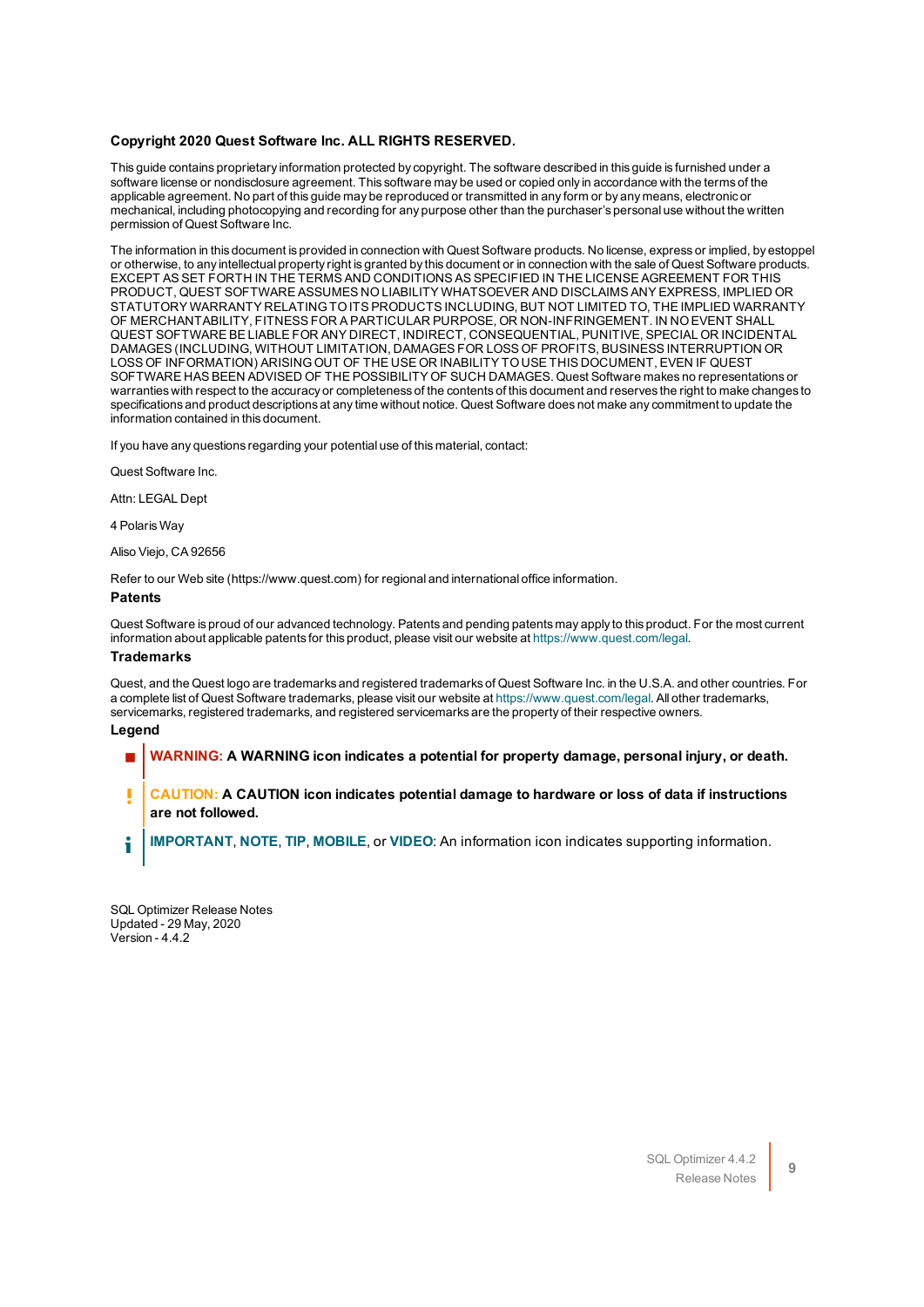**Copyright 2020 Quest Software Inc. ALL RIGHTS RESERVED.**

This guide contains proprietary information protected by copyright. The software described in this guide is furnished under a software license or nondisclosure agreement. This software may be used or copied only in accordance with the terms of the applicable agreement. No part of this guide may be reproduced or transmitted in any form or by any means, electronic or mechanical, including photocopying and recording for any purpose other than the purchaser's personal use without the written permission of Quest Software Inc.

The information in this document is provided in connection with Quest Software products. No license, express or implied, by estoppel or otherwise, to any intellectual property right is granted by this document or in connection with the sale of Quest Software products. EXCEPT AS SET FORTH IN THE TERMS AND CONDITIONS AS SPECIFIED IN THE LICENSE AGREEMENT FOR THIS PRODUCT, QUEST SOFTWARE ASSUMES NO LIABILITY WHATSOEVER AND DISCLAIMS ANY EXPRESS, IMPLIED OR STATUTORY WARRANTY RELATING TO ITS PRODUCTS INCLUDING, BUT NOT LIMITED TO, THE IMPLIED WARRANTY OF MERCHANTABILITY, FITNESS FOR A PARTICULAR PURPOSE, OR NON-INFRINGEMENT. IN NO EVENT SHALL QUEST SOFTWARE BE LIABLE FOR ANY DIRECT, INDIRECT, CONSEQUENTIAL, PUNITIVE, SPECIAL OR INCIDENTAL DAMAGES (INCLUDING, WITHOUT LIMITATION, DAMAGES FOR LOSS OF PROFITS, BUSINESS INTERRUPTION OR LOSS OF INFORMATION) ARISING OUT OF THE USE OR INABILITY TO USE THIS DOCUMENT, EVEN IF QUEST SOFTWARE HAS BEEN ADVISED OF THE POSSIBILITY OF SUCH DAMAGES. Quest Software makes no representations or warranties with respect to the accuracy or completeness of the contents of this document and reserves the right to make changes to specifications and product descriptions at any time without notice. Quest Software does not make any commitment to update the information contained in this document.

If you have any questions regarding your potential use of this material, contact:

Quest Software Inc.

Attn: LEGAL Dept

4 Polaris Way

Aliso Viejo, CA 92656

Refer to our Web site (https://www.quest.com) for regional and international office information.

## Patents

Quest Software is proud of our advanced technology. Patents and pending patents may apply to this product. For the most current information about applicable patents for this product, please visit our website at https://www.quest.com/legal.

## Trademarks

Quest, and the Quest logo are trademarks and registered trademarks of Quest Software Inc. in the U.S.A. and other countries. For a complete list of Quest Software trademarks, please visit our website at https://www.quest.com/legal. All other trademarks, servicemarks, registered trademarks, and registered servicemarks are the property of their respective owners.

## Legend

**WARNING: A WARNING icon indicates a potential for property damage, personal injury, or death.**

**CAUTION: A CAUTION icon indicates potential damage to hardware or loss of data if instructions are not followed.**

**IMPORTANT**, **NOTE**, **TIP**, **MOBILE**, or **VIDEO**: An information icon indicates supporting information.

SQL Optimizer Release Notes
Updated - 29 May, 2020
Version - 4.4.2